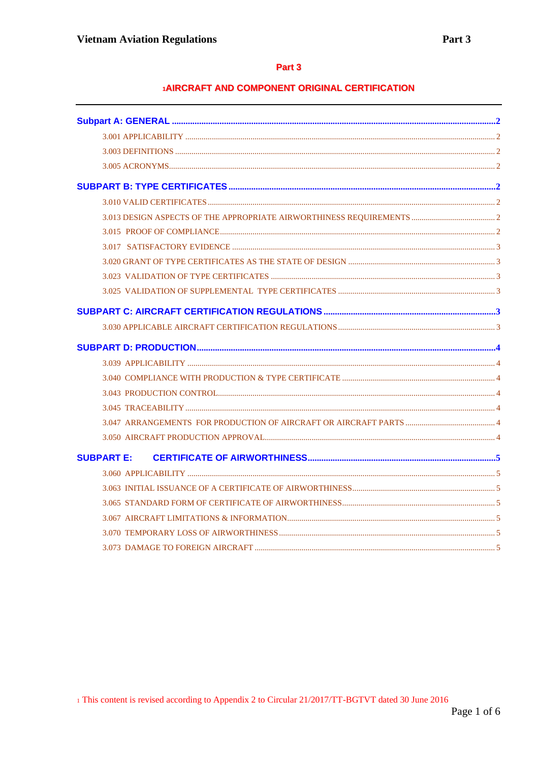# Part 3

## [1]AIRCRAFT AND COMPONENT ORIGINAL CERTIFICATION

---

**Subpart A: GENERAL** ..... 2

- 3.001 APPLICABILITY ..... 2
- 3.003 DEFINITIONS ..... 2
- 3.005 ACRONYMS ..... 2

**SUBPART B: TYPE CERTIFICATES** ..... 2

- 3.010 VALID CERTIFICATES ..... 2
- 3.013 DESIGN ASPECTS OF THE APPROPRIATE AIRWORTHINESS REQUIREMENTS ..... 2
- 3.015 PROOF OF COMPLIANCE ..... 2
- 3.017 SATISFACTORY EVIDENCE ..... 3
- 3.020 GRANT OF TYPE CERTIFICATES AS THE STATE OF DESIGN ..... 3
- 3.023 VALIDATION OF TYPE CERTIFICATES ..... 3
- 3.025 VALIDATION OF SUPPLEMENTAL TYPE CERTIFICATES ..... 3

**SUBPART C: AIRCRAFT CERTIFICATION REGULATIONS** ..... 3

- 3.030 APPLICABLE AIRCRAFT CERTIFICATION REGULATIONS ..... 3

**SUBPART D: PRODUCTION** ..... 4

- 3.039 APPLICABILITY ..... 4
- 3.040 COMPLIANCE WITH PRODUCTION & TYPE CERTIFICATE ..... 4
- 3.043 PRODUCTION CONTROL ..... 4
- 3.045 TRACEABILITY ..... 4
- 3.047 ARRANGEMENTS FOR PRODUCTION OF AIRCRAFT OR AIRCRAFT PARTS ..... 4
- 3.050 AIRCRAFT PRODUCTION APPROVAL ..... 4

**SUBPART E: CERTIFICATE OF AIRWORTHINESS** ..... 5

- 3.060 APPLICABILITY ..... 5
- 3.063 INITIAL ISSUANCE OF A CERTIFICATE OF AIRWORTHINESS ..... 5
- 3.065 STANDARD FORM OF CERTIFICATE OF AIRWORTHINESS ..... 5
- 3.067 AIRCRAFT LIMITATIONS & INFORMATION ..... 5
- 3.070 TEMPORARY LOSS OF AIRWORTHINESS ..... 5
- 3.073 DAMAGE TO FOREIGN AIRCRAFT ..... 5

---

[1] This content is revised according to Appendix 2 to Circular 21/2017/TT-BGTVT dated 30 June 2016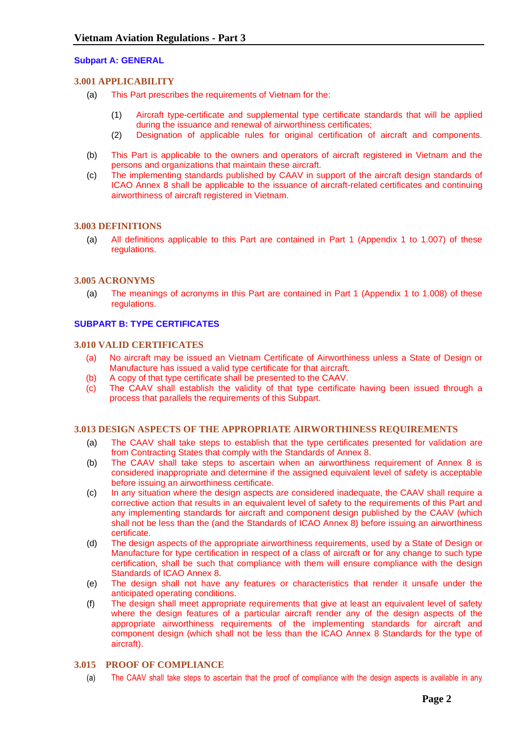## Subpart A: GENERAL

### 3.001 APPLICABILITY

(a) This Part prescribes the requirements of Vietnam for the:

(1) Aircraft type-certificate and supplemental type certificate standards that will be applied during the issuance and renewal of airworthiness certificates;

(2) Designation of applicable rules for original certification of aircraft and components.

(b) This Part is applicable to the owners and operators of aircraft registered in Vietnam and the persons and organizations that maintain these aircraft.

(c) The implementing standards published by CAAV in support of the aircraft design standards of ICAO Annex 8 shall be applicable to the issuance of aircraft-related certificates and continuing airworthiness of aircraft registered in Vietnam.

### 3.003 DEFINITIONS

(a) All definitions applicable to this Part are contained in Part 1 (Appendix 1 to 1.007) of these regulations.

### 3.005 ACRONYMS

(a) The meanings of acronyms in this Part are contained in Part 1 (Appendix 1 to 1.008) of these regulations.

## SUBPART B: TYPE CERTIFICATES

### 3.010 VALID CERTIFICATES

(a) No aircraft may be issued an Vietnam Certificate of Airworthiness unless a State of Design or Manufacture has issued a valid type certificate for that aircraft.

(b) A copy of that type certificate shall be presented to the CAAV.

(c) The CAAV shall establish the validity of that type certificate having been issued through a process that parallels the requirements of this Subpart.

### 3.013 DESIGN ASPECTS OF THE APPROPRIATE AIRWORTHINESS REQUIREMENTS

(a) The CAAV shall take steps to establish that the type certificates presented for validation are from Contracting States that comply with the Standards of Annex 8.

(b) The CAAV shall take steps to ascertain when an airworthiness requirement of Annex 8 is considered inappropriate and determine if the assigned equivalent level of safety is acceptable before issuing an airworthiness certificate.

(c) In any situation where the design aspects are considered inadequate, the CAAV shall require a corrective action that results in an equivalent level of safety to the requirements of this Part and any implementing standards for aircraft and component design published by the CAAV (which shall not be less than the (and the Standards of ICAO Annex 8) before issuing an airworthiness certificate.

(d) The design aspects of the appropriate airworthiness requirements, used by a State of Design or Manufacture for type certification in respect of a class of aircraft or for any change to such type certification, shall be such that compliance with them will ensure compliance with the design Standards of ICAO Annex 8.

(e) The design shall not have any features or characteristics that render it unsafe under the anticipated operating conditions.

(f) The design shall meet appropriate requirements that give at least an equivalent level of safety where the design features of a particular aircraft render any of the design aspects of the appropriate airworthiness requirements of the implementing standards for aircraft and component design (which shall not be less than the ICAO Annex 8 Standards for the type of aircraft).

### 3.015 PROOF OF COMPLIANCE

(a) The CAAV shall take steps to ascertain that the proof of compliance with the design aspects is available in any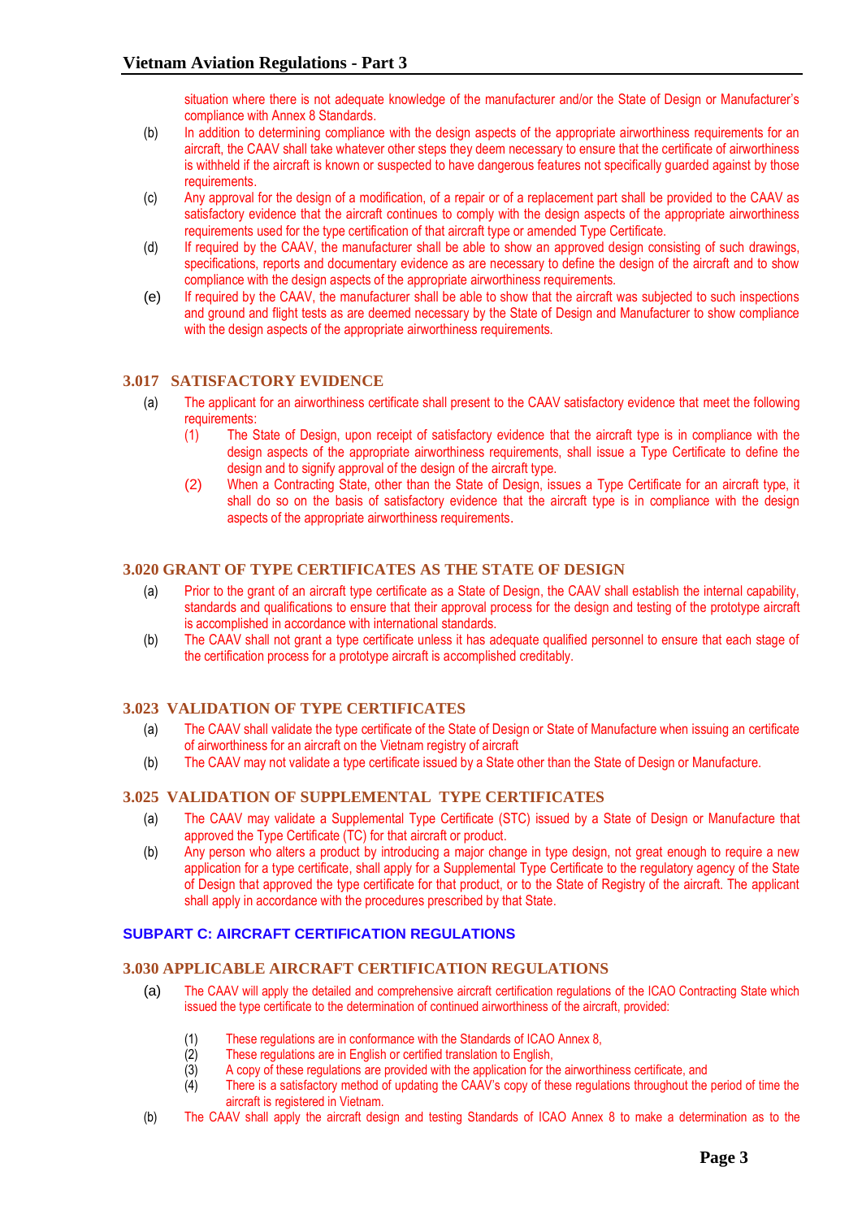situation where there is not adequate knowledge of the manufacturer and/or the State of Design or Manufacturer's compliance with Annex 8 Standards.

(b) In addition to determining compliance with the design aspects of the appropriate airworthiness requirements for an aircraft, the CAAV shall take whatever other steps they deem necessary to ensure that the certificate of airworthiness is withheld if the aircraft is known or suspected to have dangerous features not specifically guarded against by those requirements.

(c) Any approval for the design of a modification, of a repair or of a replacement part shall be provided to the CAAV as satisfactory evidence that the aircraft continues to comply with the design aspects of the appropriate airworthiness requirements used for the type certification of that aircraft type or amended Type Certificate.

(d) If required by the CAAV, the manufacturer shall be able to show an approved design consisting of such drawings, specifications, reports and documentary evidence as are necessary to define the design of the aircraft and to show compliance with the design aspects of the appropriate airworthiness requirements.

(e) If required by the CAAV, the manufacturer shall be able to show that the aircraft was subjected to such inspections and ground and flight tests as are deemed necessary by the State of Design and Manufacturer to show compliance with the design aspects of the appropriate airworthiness requirements.

## 3.017 SATISFACTORY EVIDENCE

(a) The applicant for an airworthiness certificate shall present to the CAAV satisfactory evidence that meet the following requirements:

   (1) The State of Design, upon receipt of satisfactory evidence that the aircraft type is in compliance with the design aspects of the appropriate airworthiness requirements, shall issue a Type Certificate to define the design and to signify approval of the design of the aircraft type.

   (2) When a Contracting State, other than the State of Design, issues a Type Certificate for an aircraft type, it shall do so on the basis of satisfactory evidence that the aircraft type is in compliance with the design aspects of the appropriate airworthiness requirements.

## 3.020 GRANT OF TYPE CERTIFICATES AS THE STATE OF DESIGN

(a) Prior to the grant of an aircraft type certificate as a State of Design, the CAAV shall establish the internal capability, standards and qualifications to ensure that their approval process for the design and testing of the prototype aircraft is accomplished in accordance with international standards.

(b) The CAAV shall not grant a type certificate unless it has adequate qualified personnel to ensure that each stage of the certification process for a prototype aircraft is accomplished creditably.

## 3.023 VALIDATION OF TYPE CERTIFICATES

(a) The CAAV shall validate the type certificate of the State of Design or State of Manufacture when issuing an certificate of airworthiness for an aircraft on the Vietnam registry of aircraft

(b) The CAAV may not validate a type certificate issued by a State other than the State of Design or Manufacture.

## 3.025 VALIDATION OF SUPPLEMENTAL TYPE CERTIFICATES

(a) The CAAV may validate a Supplemental Type Certificate (STC) issued by a State of Design or Manufacture that approved the Type Certificate (TC) for that aircraft or product.

(b) Any person who alters a product by introducing a major change in type design, not great enough to require a new application for a type certificate, shall apply for a Supplemental Type Certificate to the regulatory agency of the State of Design that approved the type certificate for that product, or to the State of Registry of the aircraft. The applicant shall apply in accordance with the procedures prescribed by that State.

# SUBPART C: AIRCRAFT CERTIFICATION REGULATIONS

## 3.030 APPLICABLE AIRCRAFT CERTIFICATION REGULATIONS

(a) The CAAV will apply the detailed and comprehensive aircraft certification regulations of the ICAO Contracting State which issued the type certificate to the determination of continued airworthiness of the aircraft, provided:

   (1) These regulations are in conformance with the Standards of ICAO Annex 8,
   (2) These regulations are in English or certified translation to English,
   (3) A copy of these regulations are provided with the application for the airworthiness certificate, and
   (4) There is a satisfactory method of updating the CAAV's copy of these regulations throughout the period of time the aircraft is registered in Vietnam.

(b) The CAAV shall apply the aircraft design and testing Standards of ICAO Annex 8 to make a determination as to the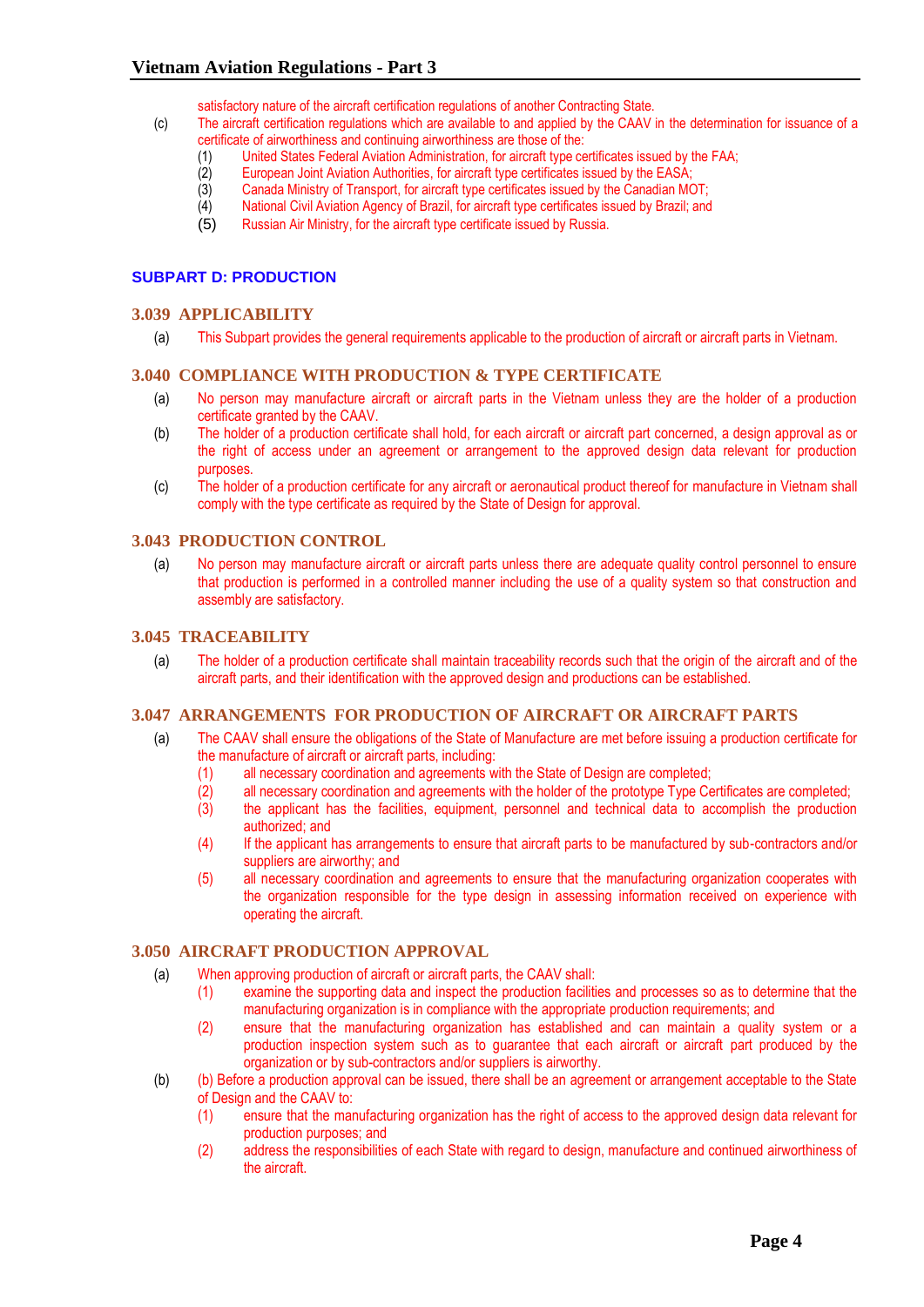satisfactory nature of the aircraft certification regulations of another Contracting State.

(c) The aircraft certification regulations which are available to and applied by the CAAV in the determination for issuance of a certificate of airworthiness and continuing airworthiness are those of the:

(1) United States Federal Aviation Administration, for aircraft type certificates issued by the FAA;

(2) European Joint Aviation Authorities, for aircraft type certificates issued by the EASA;

(3) Canada Ministry of Transport, for aircraft type certificates issued by the Canadian MOT;

(4) National Civil Aviation Agency of Brazil, for aircraft type certificates issued by Brazil; and

(5) Russian Air Ministry, for the aircraft type certificate issued by Russia.

## SUBPART D: PRODUCTION

### 3.039 APPLICABILITY

(a) This Subpart provides the general requirements applicable to the production of aircraft or aircraft parts in Vietnam.

### 3.040 COMPLIANCE WITH PRODUCTION & TYPE CERTIFICATE

(a) No person may manufacture aircraft or aircraft parts in the Vietnam unless they are the holder of a production certificate granted by the CAAV.

(b) The holder of a production certificate shall hold, for each aircraft or aircraft part concerned, a design approval as or the right of access under an agreement or arrangement to the approved design data relevant for production purposes.

(c) The holder of a production certificate for any aircraft or aeronautical product thereof for manufacture in Vietnam shall comply with the type certificate as required by the State of Design for approval.

### 3.043 PRODUCTION CONTROL

(a) No person may manufacture aircraft or aircraft parts unless there are adequate quality control personnel to ensure that production is performed in a controlled manner including the use of a quality system so that construction and assembly are satisfactory.

### 3.045 TRACEABILITY

(a) The holder of a production certificate shall maintain traceability records such that the origin of the aircraft and of the aircraft parts, and their identification with the approved design and productions can be established.

### 3.047 ARRANGEMENTS FOR PRODUCTION OF AIRCRAFT OR AIRCRAFT PARTS

(a) The CAAV shall ensure the obligations of the State of Manufacture are met before issuing a production certificate for the manufacture of aircraft or aircraft parts, including:

(1) all necessary coordination and agreements with the State of Design are completed;

(2) all necessary coordination and agreements with the holder of the prototype Type Certificates are completed;

(3) the applicant has the facilities, equipment, personnel and technical data to accomplish the production authorized; and

(4) If the applicant has arrangements to ensure that aircraft parts to be manufactured by sub-contractors and/or suppliers are airworthy; and

(5) all necessary coordination and agreements to ensure that the manufacturing organization cooperates with the organization responsible for the type design in assessing information received on experience with operating the aircraft.

### 3.050 AIRCRAFT PRODUCTION APPROVAL

(a) When approving production of aircraft or aircraft parts, the CAAV shall:

(1) examine the supporting data and inspect the production facilities and processes so as to determine that the manufacturing organization is in compliance with the appropriate production requirements; and

(2) ensure that the manufacturing organization has established and can maintain a quality system or a production inspection system such as to guarantee that each aircraft or aircraft part produced by the organization or by sub-contractors and/or suppliers is airworthy.

(b) (b) Before a production approval can be issued, there shall be an agreement or arrangement acceptable to the State of Design and the CAAV to:

(1) ensure that the manufacturing organization has the right of access to the approved design data relevant for production purposes; and

(2) address the responsibilities of each State with regard to design, manufacture and continued airworthiness of the aircraft.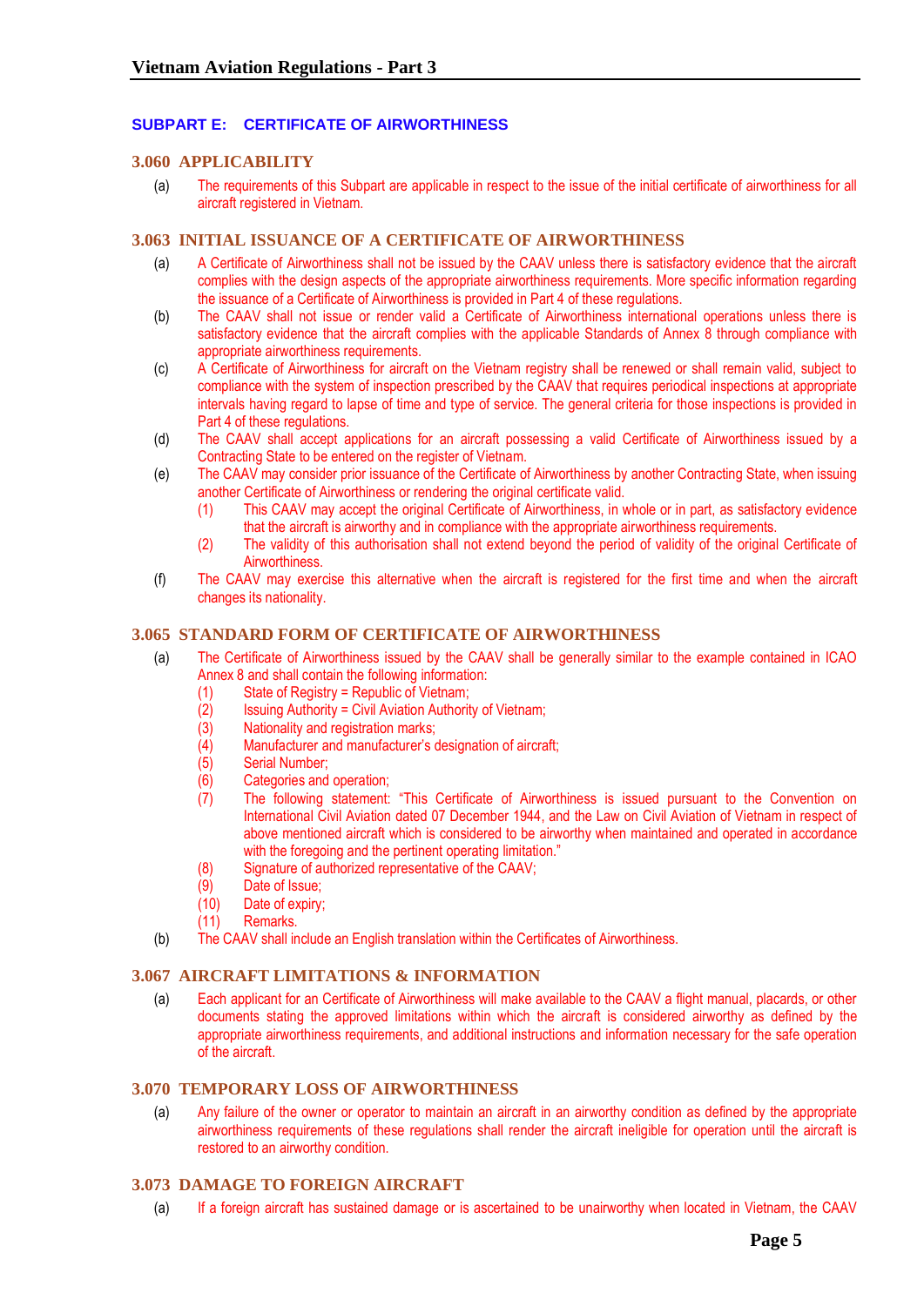## SUBPART E: CERTIFICATE OF AIRWORTHINESS

### 3.060 APPLICABILITY

(a) The requirements of this Subpart are applicable in respect to the issue of the initial certificate of airworthiness for all aircraft registered in Vietnam.

### 3.063 INITIAL ISSUANCE OF A CERTIFICATE OF AIRWORTHINESS

(a) A Certificate of Airworthiness shall not be issued by the CAAV unless there is satisfactory evidence that the aircraft complies with the design aspects of the appropriate airworthiness requirements. More specific information regarding the issuance of a Certificate of Airworthiness is provided in Part 4 of these regulations.

(b) The CAAV shall not issue or render valid a Certificate of Airworthiness international operations unless there is satisfactory evidence that the aircraft complies with the applicable Standards of Annex 8 through compliance with appropriate airworthiness requirements.

(c) A Certificate of Airworthiness for aircraft on the Vietnam registry shall be renewed or shall remain valid, subject to compliance with the system of inspection prescribed by the CAAV that requires periodical inspections at appropriate intervals having regard to lapse of time and type of service. The general criteria for those inspections is provided in Part 4 of these regulations.

(d) The CAAV shall accept applications for an aircraft possessing a valid Certificate of Airworthiness issued by a Contracting State to be entered on the register of Vietnam.

(e) The CAAV may consider prior issuance of the Certificate of Airworthiness by another Contracting State, when issuing another Certificate of Airworthiness or rendering the original certificate valid.
   - (1) This CAAV may accept the original Certificate of Airworthiness, in whole or in part, as satisfactory evidence that the aircraft is airworthy and in compliance with the appropriate airworthiness requirements.
   - (2) The validity of this authorisation shall not extend beyond the period of validity of the original Certificate of Airworthiness.

(f) The CAAV may exercise this alternative when the aircraft is registered for the first time and when the aircraft changes its nationality.

### 3.065 STANDARD FORM OF CERTIFICATE OF AIRWORTHINESS

(a) The Certificate of Airworthiness issued by the CAAV shall be generally similar to the example contained in ICAO Annex 8 and shall contain the following information:
   - (1) State of Registry = Republic of Vietnam;
   - (2) Issuing Authority = Civil Aviation Authority of Vietnam;
   - (3) Nationality and registration marks;
   - (4) Manufacturer and manufacturer's designation of aircraft;
   - (5) Serial Number;
   - (6) Categories and operation;
   - (7) The following statement: "This Certificate of Airworthiness is issued pursuant to the Convention on International Civil Aviation dated 07 December 1944, and the Law on Civil Aviation of Vietnam in respect of above mentioned aircraft which is considered to be airworthy when maintained and operated in accordance with the foregoing and the pertinent operating limitation."
   - (8) Signature of authorized representative of the CAAV;
   - (9) Date of Issue;
   - (10) Date of expiry;
   - (11) Remarks.

(b) The CAAV shall include an English translation within the Certificates of Airworthiness.

### 3.067 AIRCRAFT LIMITATIONS & INFORMATION

(a) Each applicant for an Certificate of Airworthiness will make available to the CAAV a flight manual, placards, or other documents stating the approved limitations within which the aircraft is considered airworthy as defined by the appropriate airworthiness requirements, and additional instructions and information necessary for the safe operation of the aircraft.

### 3.070 TEMPORARY LOSS OF AIRWORTHINESS

(a) Any failure of the owner or operator to maintain an aircraft in an airworthy condition as defined by the appropriate airworthiness requirements of these regulations shall render the aircraft ineligible for operation until the aircraft is restored to an airworthy condition.

### 3.073 DAMAGE TO FOREIGN AIRCRAFT

(a) If a foreign aircraft has sustained damage or is ascertained to be unairworthy when located in Vietnam, the CAAV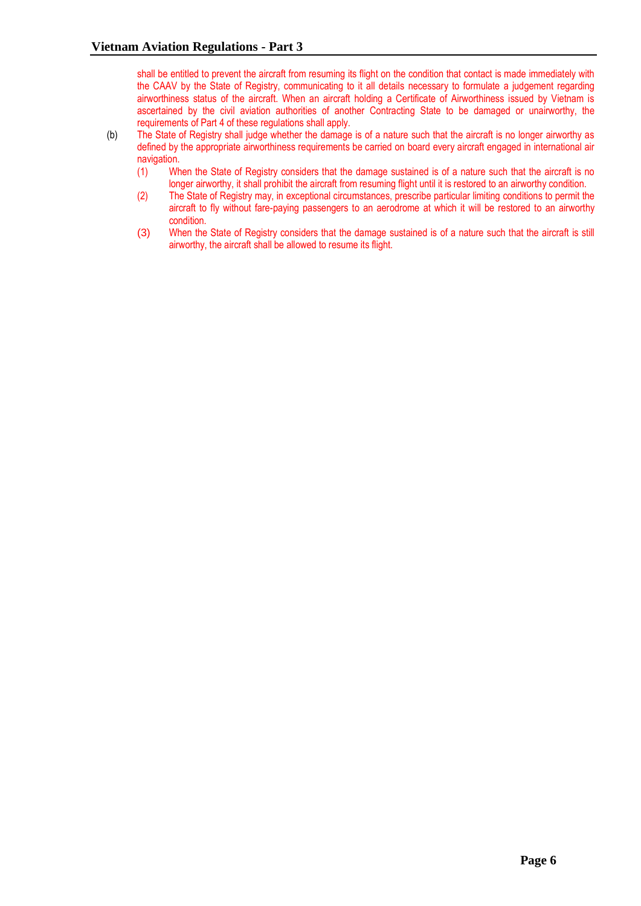shall be entitled to prevent the aircraft from resuming its flight on the condition that contact is made immediately with the CAAV by the State of Registry, communicating to it all details necessary to formulate a judgement regarding airworthiness status of the aircraft. When an aircraft holding a Certificate of Airworthiness issued by Vietnam is ascertained by the civil aviation authorities of another Contracting State to be damaged or unairworthy, the requirements of Part 4 of these regulations shall apply.

(b) The State of Registry shall judge whether the damage is of a nature such that the aircraft is no longer airworthy as defined by the appropriate airworthiness requirements be carried on board every aircraft engaged in international air navigation.

  (1) When the State of Registry considers that the damage sustained is of a nature such that the aircraft is no longer airworthy, it shall prohibit the aircraft from resuming flight until it is restored to an airworthy condition.

  (2) The State of Registry may, in exceptional circumstances, prescribe particular limiting conditions to permit the aircraft to fly without fare-paying passengers to an aerodrome at which it will be restored to an airworthy condition.

  (3) When the State of Registry considers that the damage sustained is of a nature such that the aircraft is still airworthy, the aircraft shall be allowed to resume its flight.